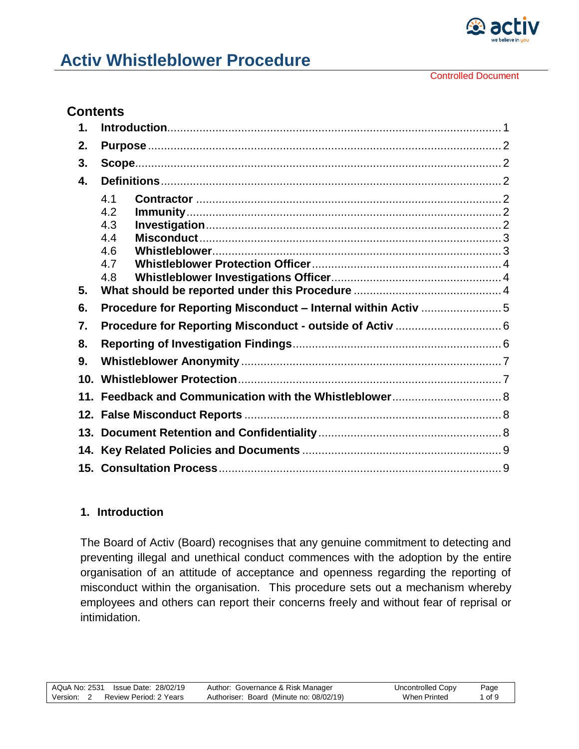# Activ Whistleblower Procedure

Controlled Document

## Contents

1. **Introduction** ........ 1
2. **Purpose** ........ 2
3. **Scope** ........ 2
4. **Definitions** ........ 2
   - 4.1 **Contractor** ........ 2
   - 4.2 **Immunity** ........ 2
   - 4.3 **Investigation** ........ 2
   - 4.4 **Misconduct** ........ 3
   - 4.6 **Whistleblower** ........ 3
   - 4.7 **Whistleblower Protection Officer** ........ 4
   - 4.8 **Whistleblower Investigations Officer** ........ 4
5. **What should be reported under this Procedure** ........ 4
6. **Procedure for Reporting Misconduct – Internal within Activ** ........ 5
7. **Procedure for Reporting Misconduct - outside of Activ** ........ 6
8. **Reporting of Investigation Findings** ........ 6
9. **Whistleblower Anonymity** ........ 7
10. **Whistleblower Protection** ........ 7
11. **Feedback and Communication with the Whistleblower** ........ 8
12. **False Misconduct Reports** ........ 8
13. **Document Retention and Confidentiality** ........ 8
14. **Key Related Policies and Documents** ........ 9
15. **Consultation Process** ........ 9

## 1. Introduction

The Board of Activ (Board) recognises that any genuine commitment to detecting and preventing illegal and unethical conduct commences with the adoption by the entire organisation of an attitude of acceptance and openness regarding the reporting of misconduct within the organisation. This procedure sets out a mechanism whereby employees and others can report their concerns freely and without fear of reprisal or intimidation.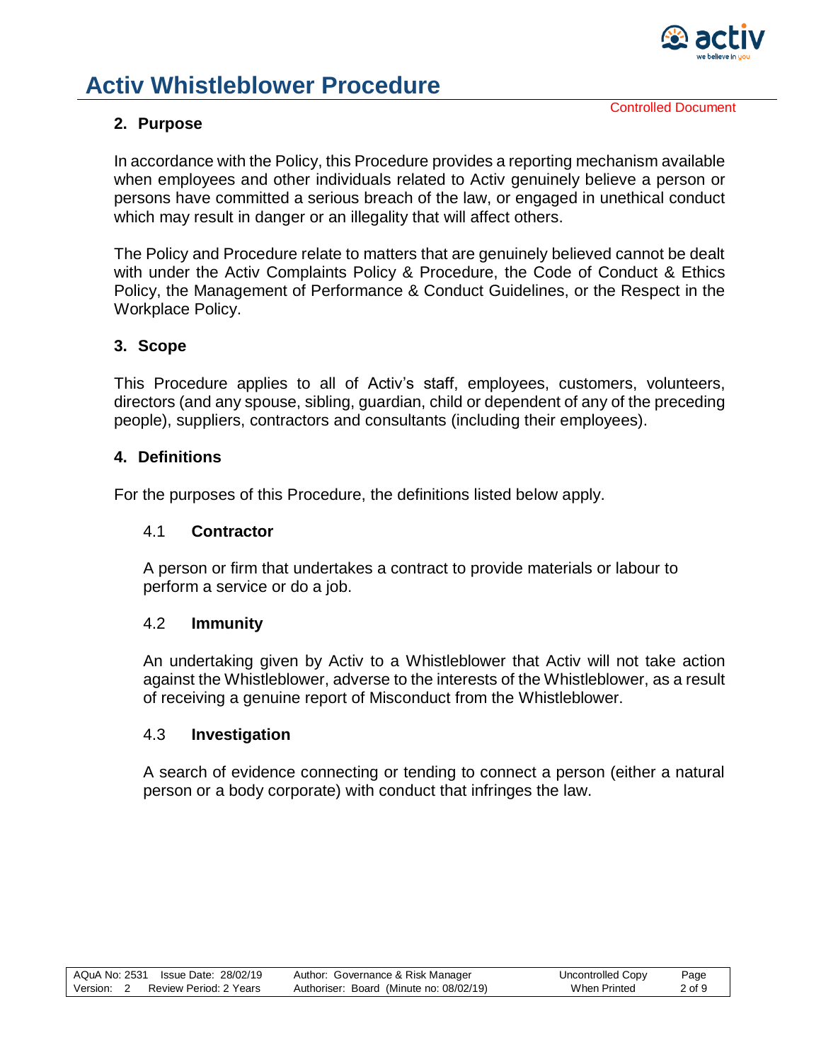## 2. Purpose

In accordance with the Policy, this Procedure provides a reporting mechanism available when employees and other individuals related to Activ genuinely believe a person or persons have committed a serious breach of the law, or engaged in unethical conduct which may result in danger or an illegality that will affect others.

The Policy and Procedure relate to matters that are genuinely believed cannot be dealt with under the Activ Complaints Policy & Procedure, the Code of Conduct & Ethics Policy, the Management of Performance & Conduct Guidelines, or the Respect in the Workplace Policy.

## 3. Scope

This Procedure applies to all of Activ's staff, employees, customers, volunteers, directors (and any spouse, sibling, guardian, child or dependent of any of the preceding people), suppliers, contractors and consultants (including their employees).

## 4. Definitions

For the purposes of this Procedure, the definitions listed below apply.

### 4.1 Contractor

A person or firm that undertakes a contract to provide materials or labour to perform a service or do a job.

### 4.2 Immunity

An undertaking given by Activ to a Whistleblower that Activ will not take action against the Whistleblower, adverse to the interests of the Whistleblower, as a result of receiving a genuine report of Misconduct from the Whistleblower.

### 4.3 Investigation

A search of evidence connecting or tending to connect a person (either a natural person or a body corporate) with conduct that infringes the law.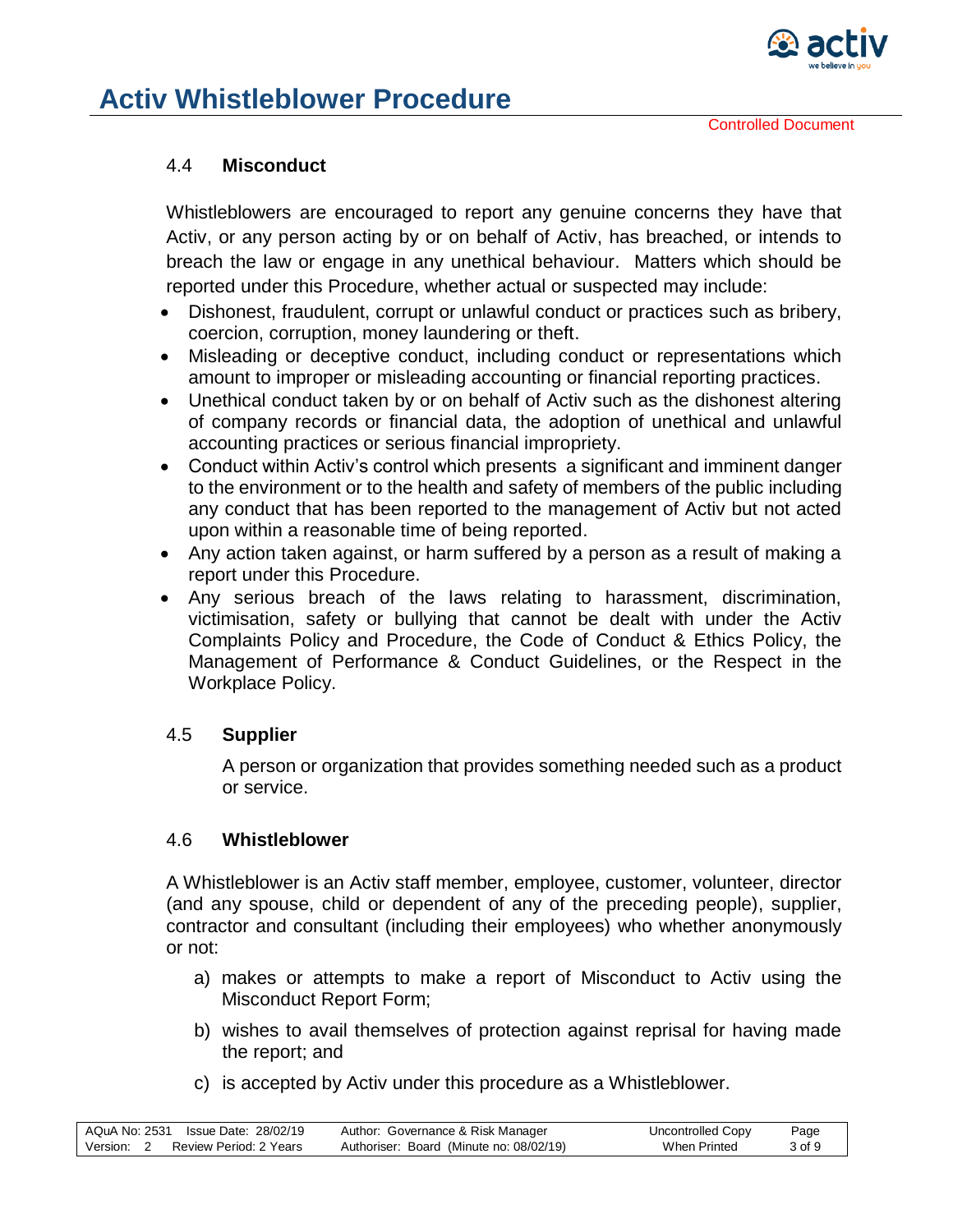### 4.4 Misconduct

Whistleblowers are encouraged to report any genuine concerns they have that Activ, or any person acting by or on behalf of Activ, has breached, or intends to breach the law or engage in any unethical behaviour. Matters which should be reported under this Procedure, whether actual or suspected may include:

- Dishonest, fraudulent, corrupt or unlawful conduct or practices such as bribery, coercion, corruption, money laundering or theft.
- Misleading or deceptive conduct, including conduct or representations which amount to improper or misleading accounting or financial reporting practices.
- Unethical conduct taken by or on behalf of Activ such as the dishonest altering of company records or financial data, the adoption of unethical and unlawful accounting practices or serious financial impropriety.
- Conduct within Activ's control which presents a significant and imminent danger to the environment or to the health and safety of members of the public including any conduct that has been reported to the management of Activ but not acted upon within a reasonable time of being reported.
- Any action taken against, or harm suffered by a person as a result of making a report under this Procedure.
- Any serious breach of the laws relating to harassment, discrimination, victimisation, safety or bullying that cannot be dealt with under the Activ Complaints Policy and Procedure, the Code of Conduct & Ethics Policy, the Management of Performance & Conduct Guidelines, or the Respect in the Workplace Policy.

### 4.5 Supplier

A person or organization that provides something needed such as a product or service.

### 4.6 Whistleblower

A Whistleblower is an Activ staff member, employee, customer, volunteer, director (and any spouse, child or dependent of any of the preceding people), supplier, contractor and consultant (including their employees) who whether anonymously or not:

a) makes or attempts to make a report of Misconduct to Activ using the Misconduct Report Form;

b) wishes to avail themselves of protection against reprisal for having made the report; and

c) is accepted by Activ under this procedure as a Whistleblower.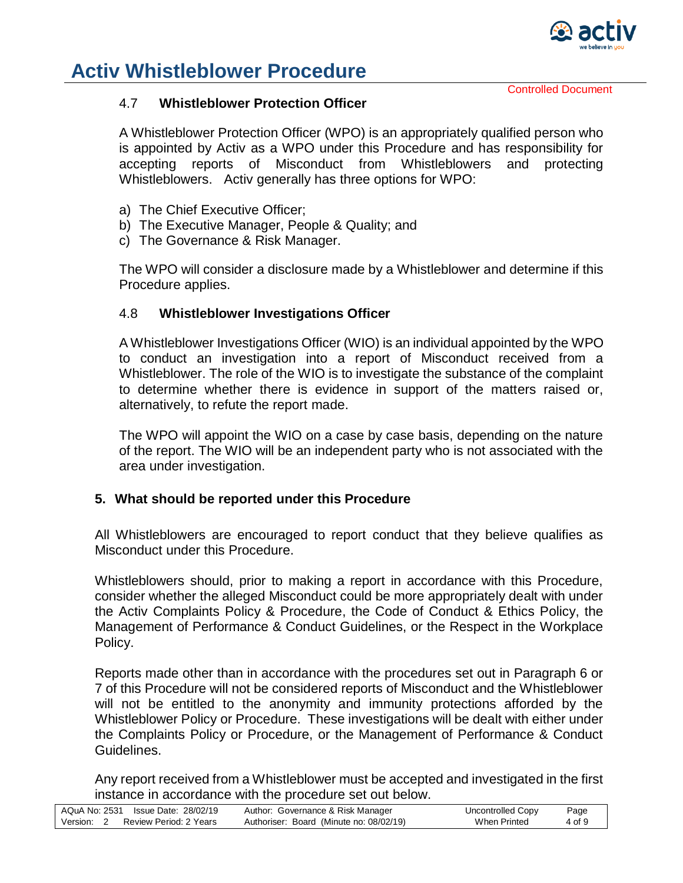### 4.7 Whistleblower Protection Officer

A Whistleblower Protection Officer (WPO) is an appropriately qualified person who is appointed by Activ as a WPO under this Procedure and has responsibility for accepting reports of Misconduct from Whistleblowers and protecting Whistleblowers. Activ generally has three options for WPO:

a) The Chief Executive Officer;
b) The Executive Manager, People & Quality; and
c) The Governance & Risk Manager.

The WPO will consider a disclosure made by a Whistleblower and determine if this Procedure applies.

### 4.8 Whistleblower Investigations Officer

A Whistleblower Investigations Officer (WIO) is an individual appointed by the WPO to conduct an investigation into a report of Misconduct received from a Whistleblower. The role of the WIO is to investigate the substance of the complaint to determine whether there is evidence in support of the matters raised or, alternatively, to refute the report made.

The WPO will appoint the WIO on a case by case basis, depending on the nature of the report. The WIO will be an independent party who is not associated with the area under investigation.

## 5. What should be reported under this Procedure

All Whistleblowers are encouraged to report conduct that they believe qualifies as Misconduct under this Procedure.

Whistleblowers should, prior to making a report in accordance with this Procedure, consider whether the alleged Misconduct could be more appropriately dealt with under the Activ Complaints Policy & Procedure, the Code of Conduct & Ethics Policy, the Management of Performance & Conduct Guidelines, or the Respect in the Workplace Policy.

Reports made other than in accordance with the procedures set out in Paragraph 6 or 7 of this Procedure will not be considered reports of Misconduct and the Whistleblower will not be entitled to the anonymity and immunity protections afforded by the Whistleblower Policy or Procedure. These investigations will be dealt with either under the Complaints Policy or Procedure, or the Management of Performance & Conduct Guidelines.

Any report received from a Whistleblower must be accepted and investigated in the first instance in accordance with the procedure set out below.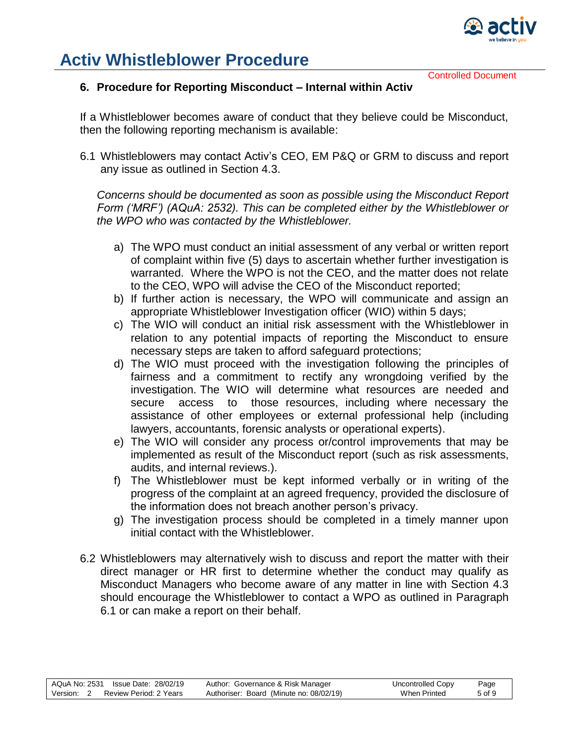## 6. Procedure for Reporting Misconduct – Internal within Activ

If a Whistleblower becomes aware of conduct that they believe could be Misconduct, then the following reporting mechanism is available:

6.1 Whistleblowers may contact Activ's CEO, EM P&Q or GRM to discuss and report any issue as outlined in Section 4.3.

*Concerns should be documented as soon as possible using the Misconduct Report Form ('MRF') (AQuA: 2532). This can be completed either by the Whistleblower or the WPO who was contacted by the Whistleblower.*

a) The WPO must conduct an initial assessment of any verbal or written report of complaint within five (5) days to ascertain whether further investigation is warranted. Where the WPO is not the CEO, and the matter does not relate to the CEO, WPO will advise the CEO of the Misconduct reported;

b) If further action is necessary, the WPO will communicate and assign an appropriate Whistleblower Investigation officer (WIO) within 5 days;

c) The WIO will conduct an initial risk assessment with the Whistleblower in relation to any potential impacts of reporting the Misconduct to ensure necessary steps are taken to afford safeguard protections;

d) The WIO must proceed with the investigation following the principles of fairness and a commitment to rectify any wrongdoing verified by the investigation. The WIO will determine what resources are needed and secure access to those resources, including where necessary the assistance of other employees or external professional help (including lawyers, accountants, forensic analysts or operational experts).

e) The WIO will consider any process or/control improvements that may be implemented as result of the Misconduct report (such as risk assessments, audits, and internal reviews.).

f) The Whistleblower must be kept informed verbally or in writing of the progress of the complaint at an agreed frequency, provided the disclosure of the information does not breach another person's privacy.

g) The investigation process should be completed in a timely manner upon initial contact with the Whistleblower.

6.2 Whistleblowers may alternatively wish to discuss and report the matter with their direct manager or HR first to determine whether the conduct may qualify as Misconduct Managers who become aware of any matter in line with Section 4.3 should encourage the Whistleblower to contact a WPO as outlined in Paragraph 6.1 or can make a report on their behalf.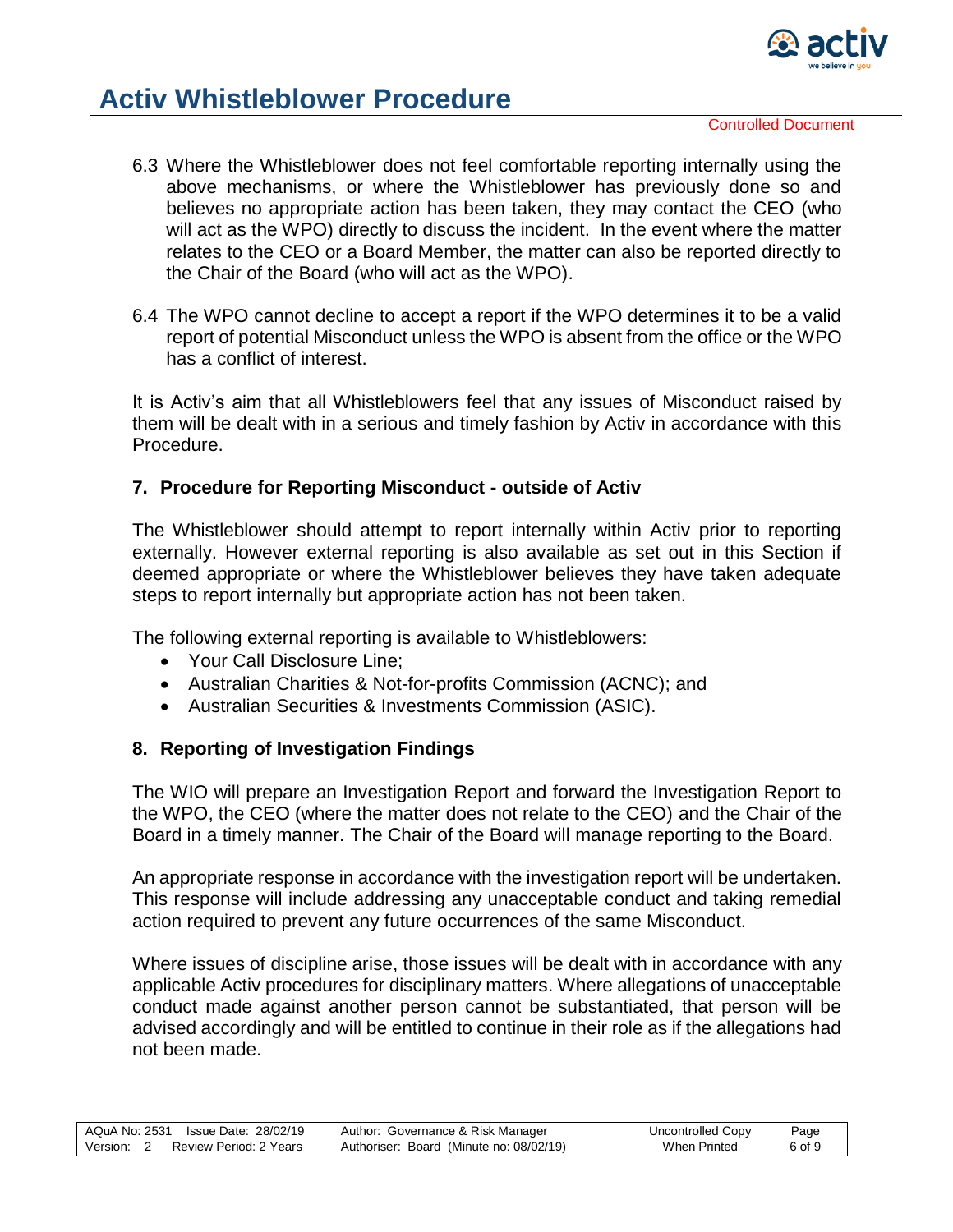6.3 Where the Whistleblower does not feel comfortable reporting internally using the above mechanisms, or where the Whistleblower has previously done so and believes no appropriate action has been taken, they may contact the CEO (who will act as the WPO) directly to discuss the incident. In the event where the matter relates to the CEO or a Board Member, the matter can also be reported directly to the Chair of the Board (who will act as the WPO).

6.4 The WPO cannot decline to accept a report if the WPO determines it to be a valid report of potential Misconduct unless the WPO is absent from the office or the WPO has a conflict of interest.

It is Activ's aim that all Whistleblowers feel that any issues of Misconduct raised by them will be dealt with in a serious and timely fashion by Activ in accordance with this Procedure.

## 7. Procedure for Reporting Misconduct - outside of Activ

The Whistleblower should attempt to report internally within Activ prior to reporting externally. However external reporting is also available as set out in this Section if deemed appropriate or where the Whistleblower believes they have taken adequate steps to report internally but appropriate action has not been taken.

The following external reporting is available to Whistleblowers:

- Your Call Disclosure Line;
- Australian Charities & Not-for-profits Commission (ACNC); and
- Australian Securities & Investments Commission (ASIC).

## 8. Reporting of Investigation Findings

The WIO will prepare an Investigation Report and forward the Investigation Report to the WPO, the CEO (where the matter does not relate to the CEO) and the Chair of the Board in a timely manner. The Chair of the Board will manage reporting to the Board.

An appropriate response in accordance with the investigation report will be undertaken. This response will include addressing any unacceptable conduct and taking remedial action required to prevent any future occurrences of the same Misconduct.

Where issues of discipline arise, those issues will be dealt with in accordance with any applicable Activ procedures for disciplinary matters. Where allegations of unacceptable conduct made against another person cannot be substantiated, that person will be advised accordingly and will be entitled to continue in their role as if the allegations had not been made.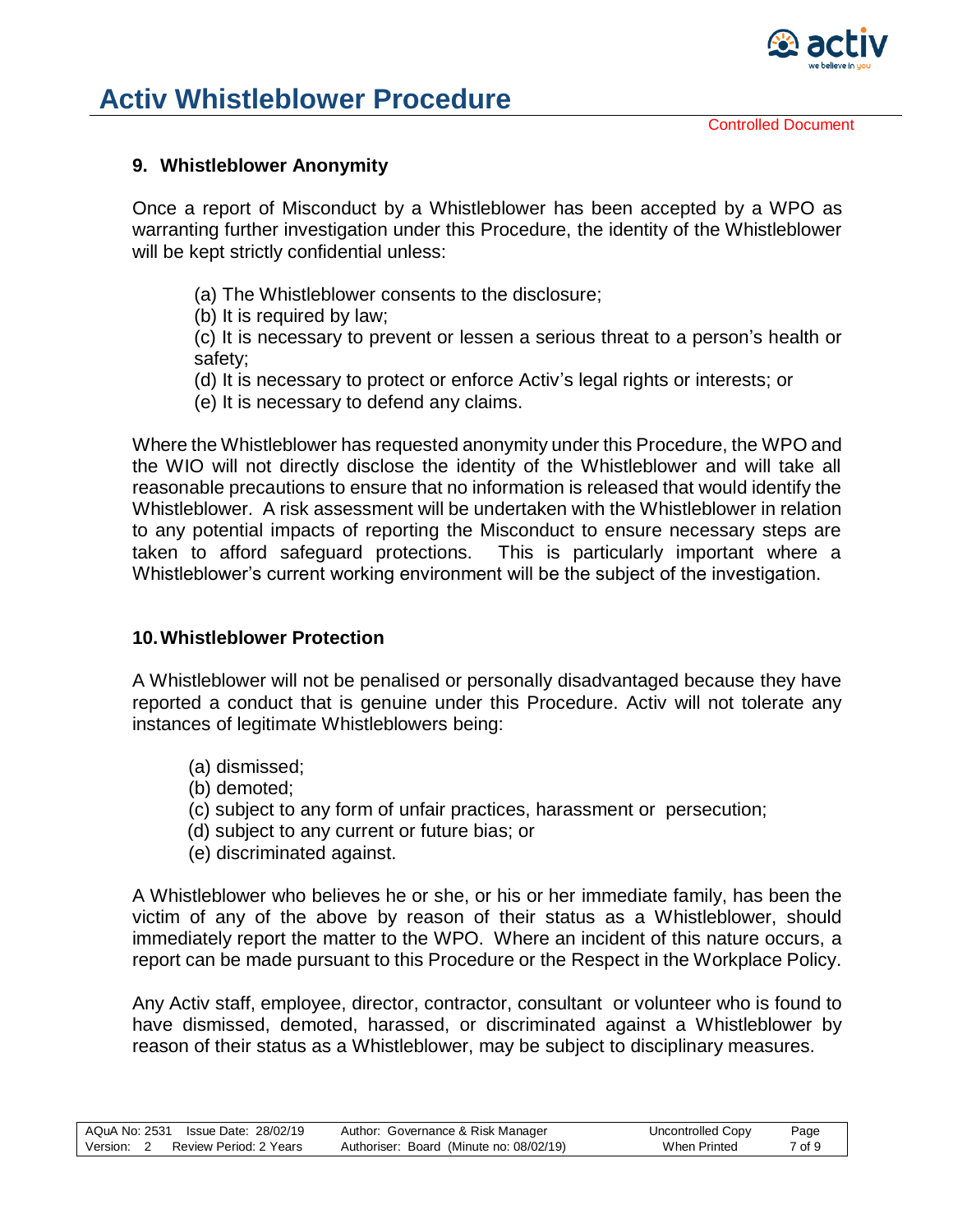## 9. Whistleblower Anonymity

Once a report of Misconduct by a Whistleblower has been accepted by a WPO as warranting further investigation under this Procedure, the identity of the Whistleblower will be kept strictly confidential unless:

(a) The Whistleblower consents to the disclosure;
(b) It is required by law;
(c) It is necessary to prevent or lessen a serious threat to a person's health or safety;
(d) It is necessary to protect or enforce Activ's legal rights or interests; or
(e) It is necessary to defend any claims.

Where the Whistleblower has requested anonymity under this Procedure, the WPO and the WIO will not directly disclose the identity of the Whistleblower and will take all reasonable precautions to ensure that no information is released that would identify the Whistleblower. A risk assessment will be undertaken with the Whistleblower in relation to any potential impacts of reporting the Misconduct to ensure necessary steps are taken to afford safeguard protections. This is particularly important where a Whistleblower's current working environment will be the subject of the investigation.

## 10. Whistleblower Protection

A Whistleblower will not be penalised or personally disadvantaged because they have reported a conduct that is genuine under this Procedure. Activ will not tolerate any instances of legitimate Whistleblowers being:

(a) dismissed;
(b) demoted;
(c) subject to any form of unfair practices, harassment or persecution;
(d) subject to any current or future bias; or
(e) discriminated against.

A Whistleblower who believes he or she, or his or her immediate family, has been the victim of any of the above by reason of their status as a Whistleblower, should immediately report the matter to the WPO. Where an incident of this nature occurs, a report can be made pursuant to this Procedure or the Respect in the Workplace Policy.

Any Activ staff, employee, director, contractor, consultant or volunteer who is found to have dismissed, demoted, harassed, or discriminated against a Whistleblower by reason of their status as a Whistleblower, may be subject to disciplinary measures.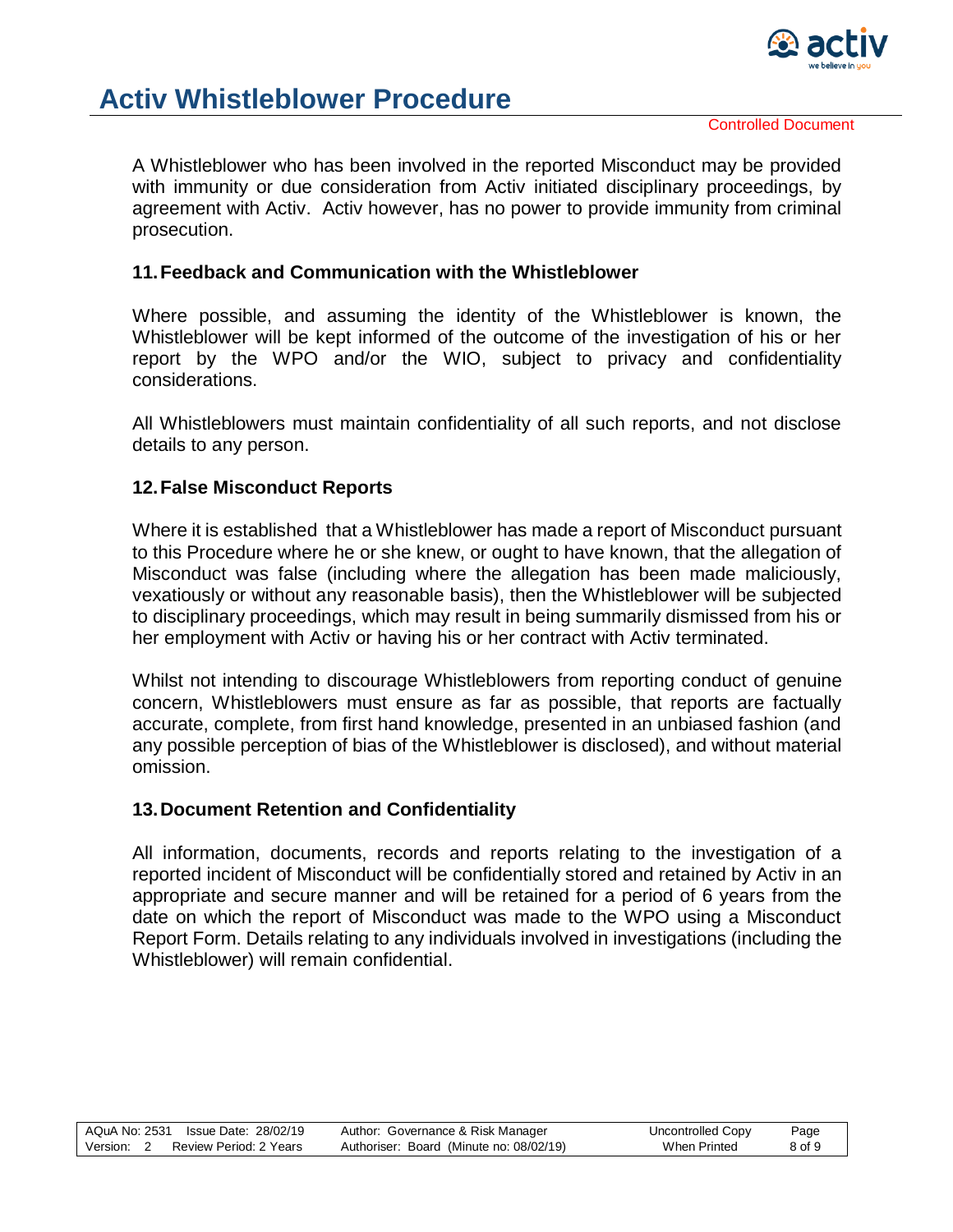A Whistleblower who has been involved in the reported Misconduct may be provided with immunity or due consideration from Activ initiated disciplinary proceedings, by agreement with Activ. Activ however, has no power to provide immunity from criminal prosecution.

### 11. Feedback and Communication with the Whistleblower

Where possible, and assuming the identity of the Whistleblower is known, the Whistleblower will be kept informed of the outcome of the investigation of his or her report by the WPO and/or the WIO, subject to privacy and confidentiality considerations.

All Whistleblowers must maintain confidentiality of all such reports, and not disclose details to any person.

### 12. False Misconduct Reports

Where it is established that a Whistleblower has made a report of Misconduct pursuant to this Procedure where he or she knew, or ought to have known, that the allegation of Misconduct was false (including where the allegation has been made maliciously, vexatiously or without any reasonable basis), then the Whistleblower will be subjected to disciplinary proceedings, which may result in being summarily dismissed from his or her employment with Activ or having his or her contract with Activ terminated.

Whilst not intending to discourage Whistleblowers from reporting conduct of genuine concern, Whistleblowers must ensure as far as possible, that reports are factually accurate, complete, from first hand knowledge, presented in an unbiased fashion (and any possible perception of bias of the Whistleblower is disclosed), and without material omission.

### 13. Document Retention and Confidentiality

All information, documents, records and reports relating to the investigation of a reported incident of Misconduct will be confidentially stored and retained by Activ in an appropriate and secure manner and will be retained for a period of 6 years from the date on which the report of Misconduct was made to the WPO using a Misconduct Report Form. Details relating to any individuals involved in investigations (including the Whistleblower) will remain confidential.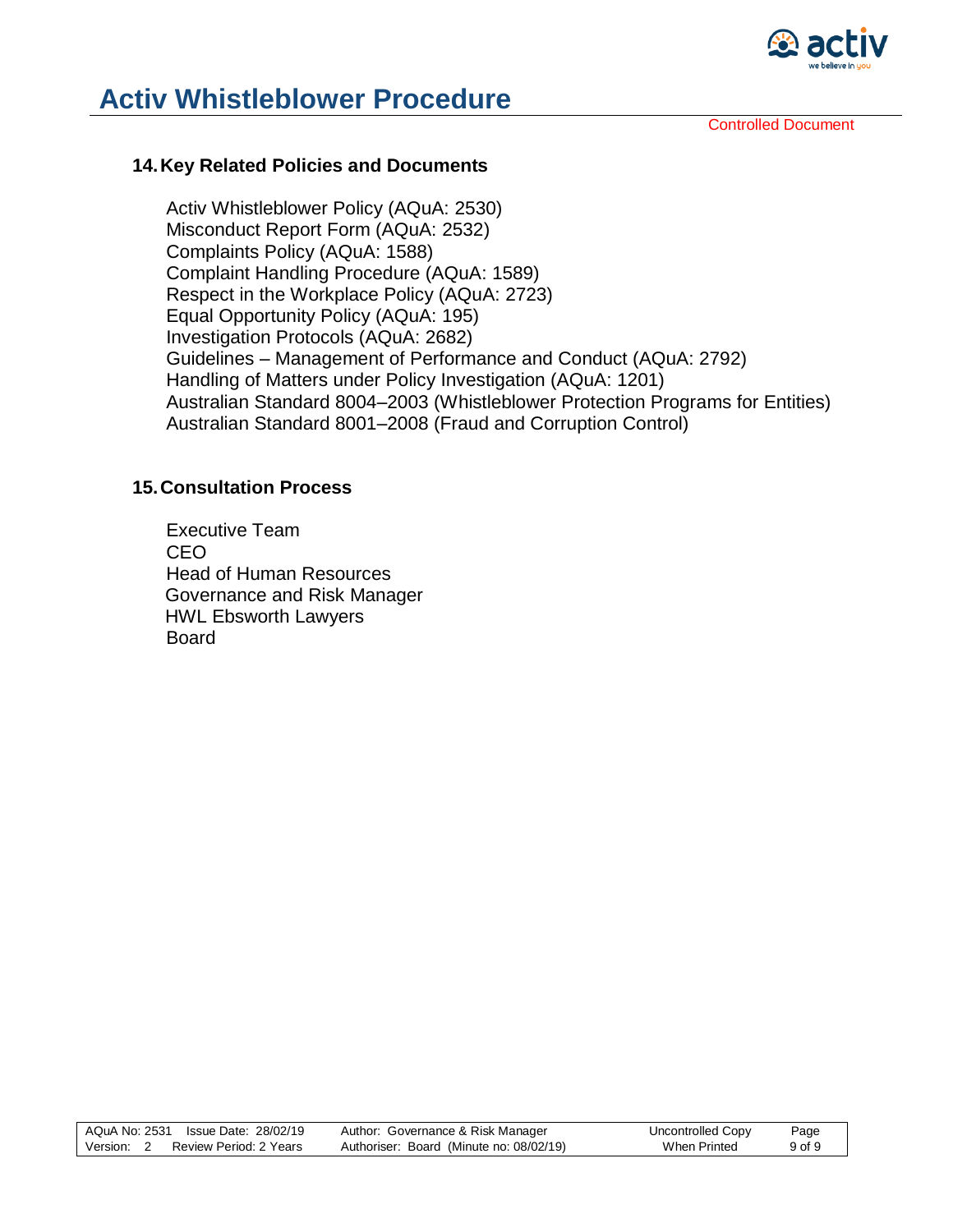## 14. Key Related Policies and Documents

Activ Whistleblower Policy (AQuA: 2530)
Misconduct Report Form (AQuA: 2532)
Complaints Policy (AQuA: 1588)
Complaint Handling Procedure (AQuA: 1589)
Respect in the Workplace Policy (AQuA: 2723)
Equal Opportunity Policy (AQuA: 195)
Investigation Protocols (AQuA: 2682)
Guidelines – Management of Performance and Conduct (AQuA: 2792)
Handling of Matters under Policy Investigation (AQuA: 1201)
Australian Standard 8004–2003 (Whistleblower Protection Programs for Entities)
Australian Standard 8001–2008 (Fraud and Corruption Control)

## 15. Consultation Process

Executive Team
CEO
Head of Human Resources
Governance and Risk Manager
HWL Ebsworth Lawyers
Board